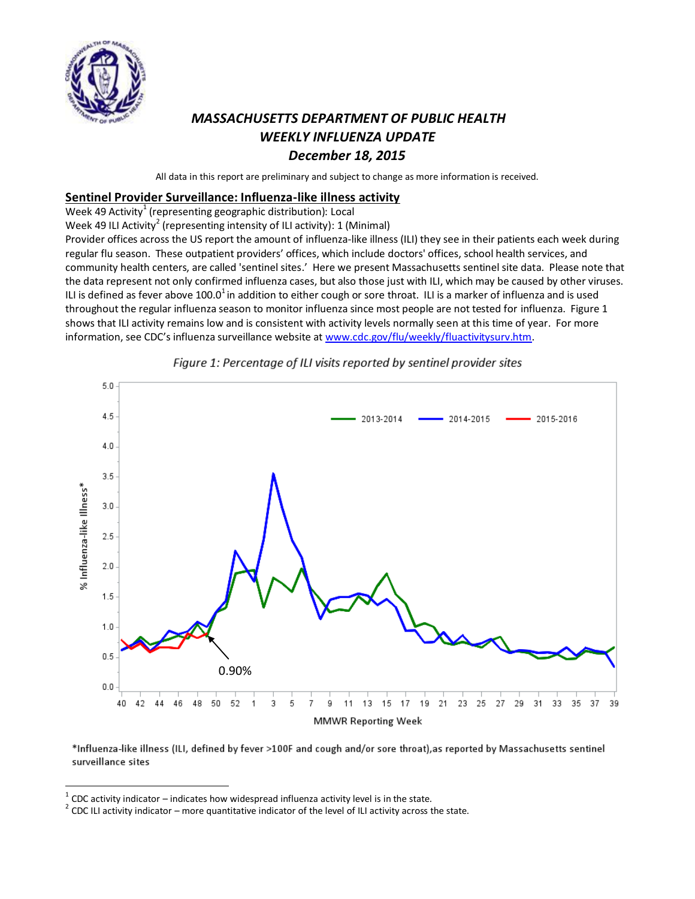# MASSACHUSETTS DEPARTMENT OF PUBLIC HEALTH
## WEEKLY INFLUENZA UPDATE
### December 18, 2015

All data in this report are preliminary and subject to change as more information is received.

## Sentinel Provider Surveillance: Influenza-like illness activity

Week 49 Activity[1] (representing geographic distribution): Local
Week 49 ILI Activity[2] (representing intensity of ILI activity): 1 (Minimal)
Provider offices across the US report the amount of influenza-like illness (ILI) they see in their patients each week during regular flu season. These outpatient providers' offices, which include doctors' offices, school health services, and community health centers, are called 'sentinel sites.' Here we present Massachusetts sentinel site data. Please note that the data represent not only confirmed influenza cases, but also those just with ILI, which may be caused by other viruses. ILI is defined as fever above 100.0[1] in addition to either cough or sore throat. ILI is a marker of influenza and is used throughout the regular influenza season to monitor influenza since most people are not tested for influenza. Figure 1 shows that ILI activity remains low and is consistent with activity levels normally seen at this time of year. For more information, see CDC's influenza surveillance website at www.cdc.gov/flu/weekly/fluactivitysurv.htm.

*Figure 1: Percentage of ILI visits reported by sentinel provider sites*

2013-2014
2014-2015
2015-2016
0.90%
% Influenza-like Illness*
MMWR Reporting Week
5.0
4.5
4.0
3.5
3.0
2.5
2.0
1.5
1.0
0.5
0.0
40 42 44 46 48 50 52 1 3 5 7 9 11 13 15 17 19 21 23 25 27 29 31 33 35 37 39

*Influenza-like illness (ILI, defined by fever >100F and cough and/or sore throat),as reported by Massachusetts sentinel surveillance sites

---

[1] CDC activity indicator – indicates how widespread influenza activity level is in the state.
[2] CDC ILI activity indicator – more quantitative indicator of the level of ILI activity across the state.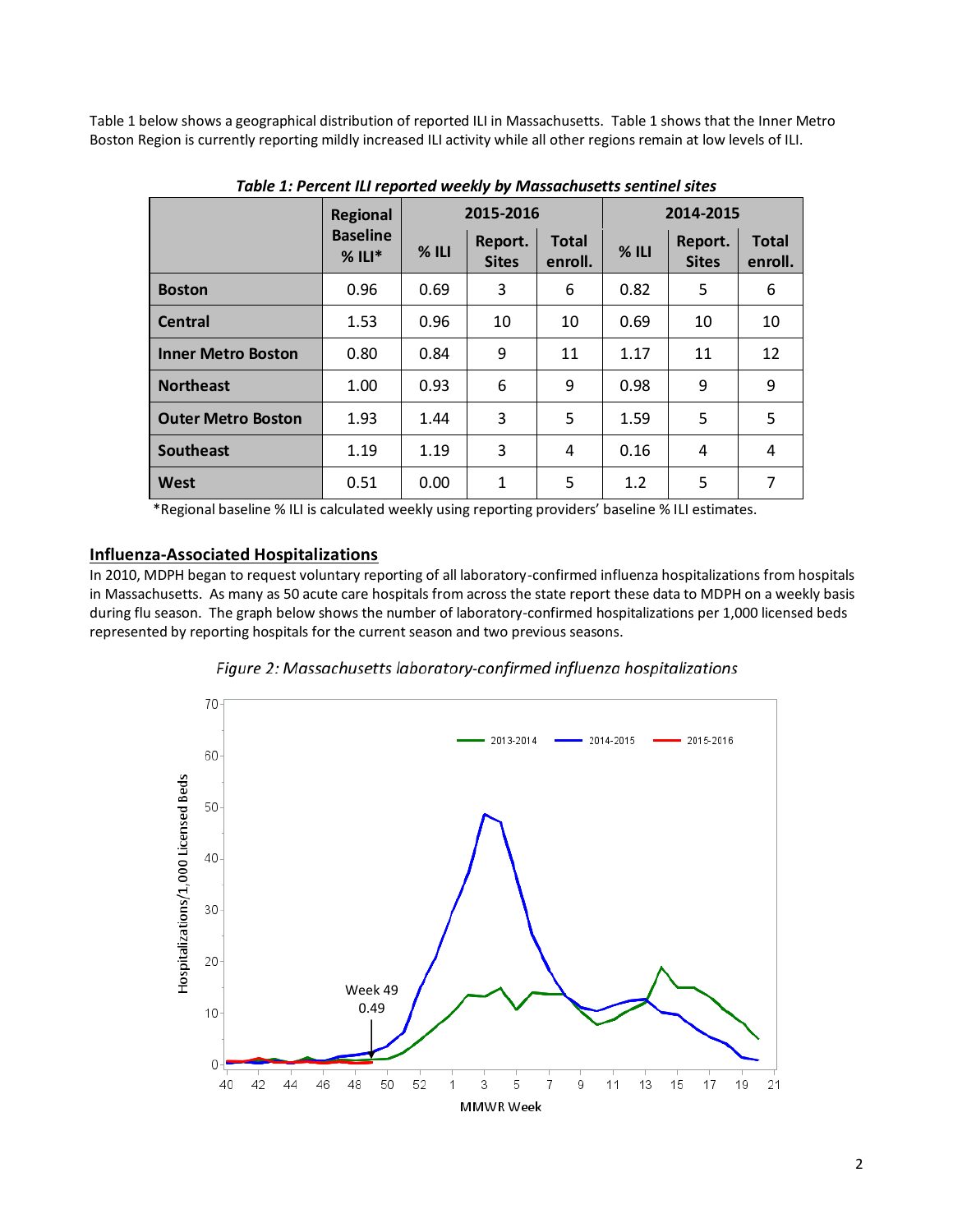Table 1 below shows a geographical distribution of reported ILI in Massachusetts. Table 1 shows that the Inner Metro Boston Region is currently reporting mildly increased ILI activity while all other regions remain at low levels of ILI.

***Table 1: Percent ILI reported weekly by Massachusetts sentinel sites***

| | Regional Baseline % ILI* | 2015-2016 | | | 2014-2015 | | |
|---|---|---|---|---|---|---|---|
| | | % ILI | Report. Sites | Total enroll. | % ILI | Report. Sites | Total enroll. |
| **Boston** | 0.96 | 0.69 | 3 | 6 | 0.82 | 5 | 6 |
| **Central** | 1.53 | 0.96 | 10 | 10 | 0.69 | 10 | 10 |
| **Inner Metro Boston** | 0.80 | 0.84 | 9 | 11 | 1.17 | 11 | 12 |
| **Northeast** | 1.00 | 0.93 | 6 | 9 | 0.98 | 9 | 9 |
| **Outer Metro Boston** | 1.93 | 1.44 | 3 | 5 | 1.59 | 5 | 5 |
| **Southeast** | 1.19 | 1.19 | 3 | 4 | 0.16 | 4 | 4 |
| **West** | 0.51 | 0.00 | 1 | 5 | 1.2 | 5 | 7 |

*Regional baseline % ILI is calculated weekly using reporting providers' baseline % ILI estimates.

## Influenza-Associated Hospitalizations

In 2010, MDPH began to request voluntary reporting of all laboratory-confirmed influenza hospitalizations from hospitals in Massachusetts. As many as 50 acute care hospitals from across the state report these data to MDPH on a weekly basis during flu season. The graph below shows the number of laboratory-confirmed hospitalizations per 1,000 licensed beds represented by reporting hospitals for the current season and two previous seasons.

*Figure 2: Massachusetts laboratory-confirmed influenza hospitalizations*

2013-2014
2014-2015
2015-2016

Week 49
0.49

Hospitalizations/1,000 Licensed Beds

MMWR Week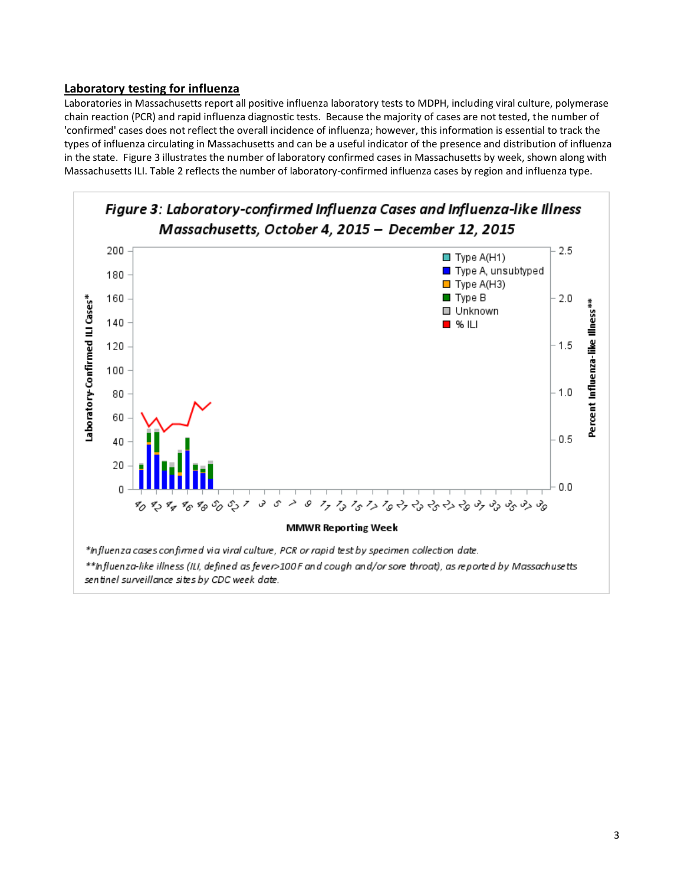## Laboratory testing for influenza

Laboratories in Massachusetts report all positive influenza laboratory tests to MDPH, including viral culture, polymerase chain reaction (PCR) and rapid influenza diagnostic tests. Because the majority of cases are not tested, the number of 'confirmed' cases does not reflect the overall incidence of influenza; however, this information is essential to track the types of influenza circulating in Massachusetts and can be a useful indicator of the presence and distribution of influenza in the state. Figure 3 illustrates the number of laboratory confirmed cases in Massachusetts by week, shown along with Massachusetts ILI. Table 2 reflects the number of laboratory-confirmed influenza cases by region and influenza type.

***Figure 3*: Laboratory-confirmed Influenza Cases and Influenza-like Illness Massachusetts, October 4, 2015 – December 12, 2015**

*\*Influenza cases confirmed via viral culture, PCR or rapid test by specimen collection date.*

*\*\*Influenza-like illness (ILI, defined as fever>100F and cough and/or sore throat), as reported by Massachusetts sentinel surveillance sites by CDC week date.*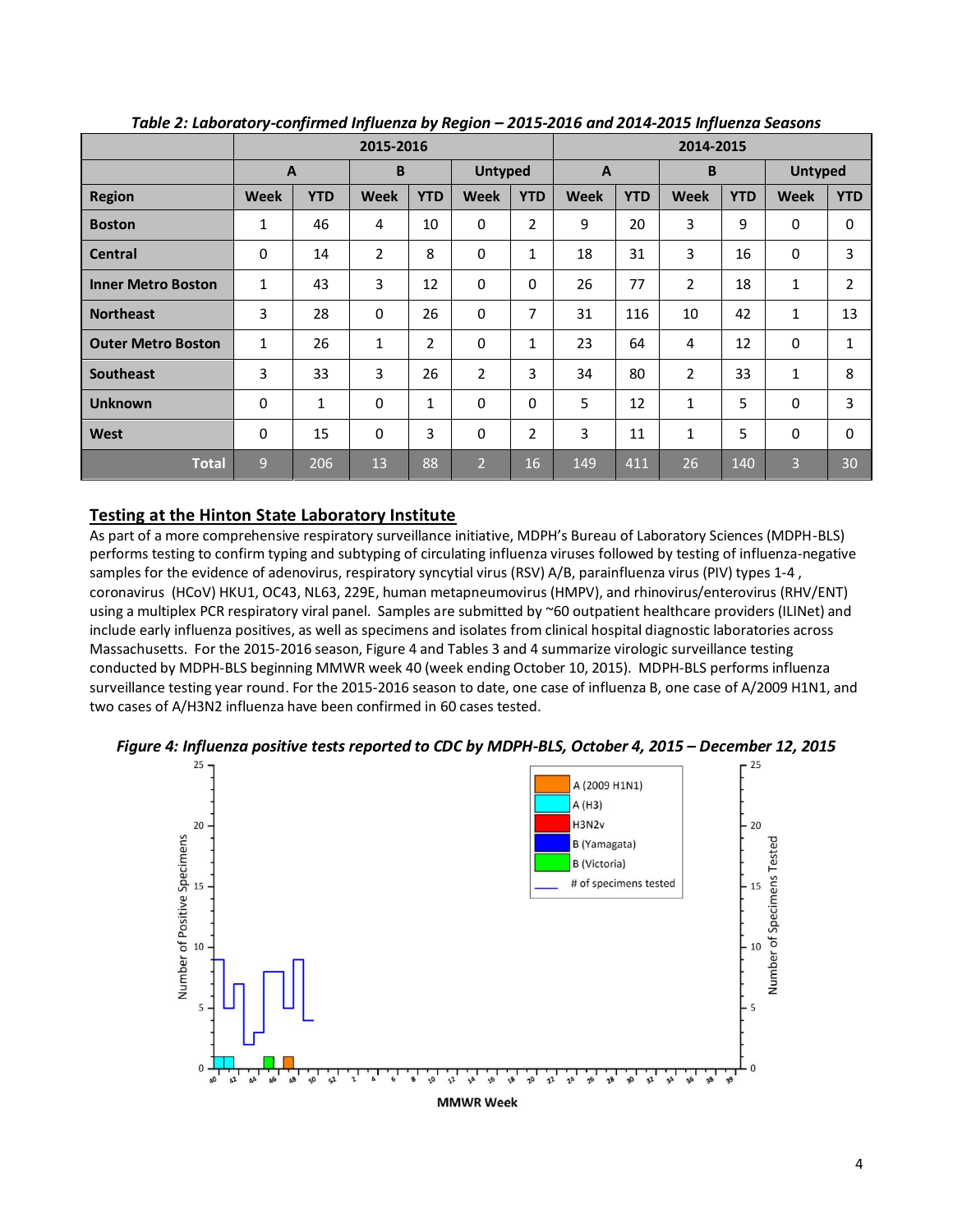*Table 2: Laboratory-confirmed Influenza by Region – 2015-2016 and 2014-2015 Influenza Seasons*

| | 2015-2016 | | | | | | 2014-2015 | | | | | |
|---|---|---|---|---|---|---|---|---|---|---|---|---|
| | A | | B | | Untyped | | A | | B | | Untyped | |
| **Region** | **Week** | **YTD** | **Week** | **YTD** | **Week** | **YTD** | **Week** | **YTD** | **Week** | **YTD** | **Week** | **YTD** |
| **Boston** | 1 | 46 | 4 | 10 | 0 | 2 | 9 | 20 | 3 | 9 | 0 | 0 |
| **Central** | 0 | 14 | 2 | 8 | 0 | 1 | 18 | 31 | 3 | 16 | 0 | 3 |
| **Inner Metro Boston** | 1 | 43 | 3 | 12 | 0 | 0 | 26 | 77 | 2 | 18 | 1 | 2 |
| **Northeast** | 3 | 28 | 0 | 26 | 0 | 7 | 31 | 116 | 10 | 42 | 1 | 13 |
| **Outer Metro Boston** | 1 | 26 | 1 | 2 | 0 | 1 | 23 | 64 | 4 | 12 | 0 | 1 |
| **Southeast** | 3 | 33 | 3 | 26 | 2 | 3 | 34 | 80 | 2 | 33 | 1 | 8 |
| **Unknown** | 0 | 1 | 0 | 1 | 0 | 0 | 5 | 12 | 1 | 5 | 0 | 3 |
| **West** | 0 | 15 | 0 | 3 | 0 | 2 | 3 | 11 | 1 | 5 | 0 | 0 |
| **Total** | 9 | 206 | 13 | 88 | 2 | 16 | 149 | 411 | 26 | 140 | 3 | 30 |

## Testing at the Hinton State Laboratory Institute

As part of a more comprehensive respiratory surveillance initiative, MDPH's Bureau of Laboratory Sciences (MDPH-BLS) performs testing to confirm typing and subtyping of circulating influenza viruses followed by testing of influenza-negative samples for the evidence of adenovirus, respiratory syncytial virus (RSV) A/B, parainfluenza virus (PIV) types 1-4 , coronavirus (HCoV) HKU1, OC43, NL63, 229E, human metapneumovirus (HMPV), and rhinovirus/enterovirus (RHV/ENT) using a multiplex PCR respiratory viral panel. Samples are submitted by ~60 outpatient healthcare providers (ILINet) and include early influenza positives, as well as specimens and isolates from clinical hospital diagnostic laboratories across Massachusetts. For the 2015-2016 season, Figure 4 and Tables 3 and 4 summarize virologic surveillance testing conducted by MDPH-BLS beginning MMWR week 40 (week ending October 10, 2015). MDPH-BLS performs influenza surveillance testing year round. For the 2015-2016 season to date, one case of influenza B, one case of A/2009 H1N1, and two cases of A/H3N2 influenza have been confirmed in 60 cases tested.

*Figure 4: Influenza positive tests reported to CDC by MDPH-BLS, October 4, 2015 – December 12, 2015*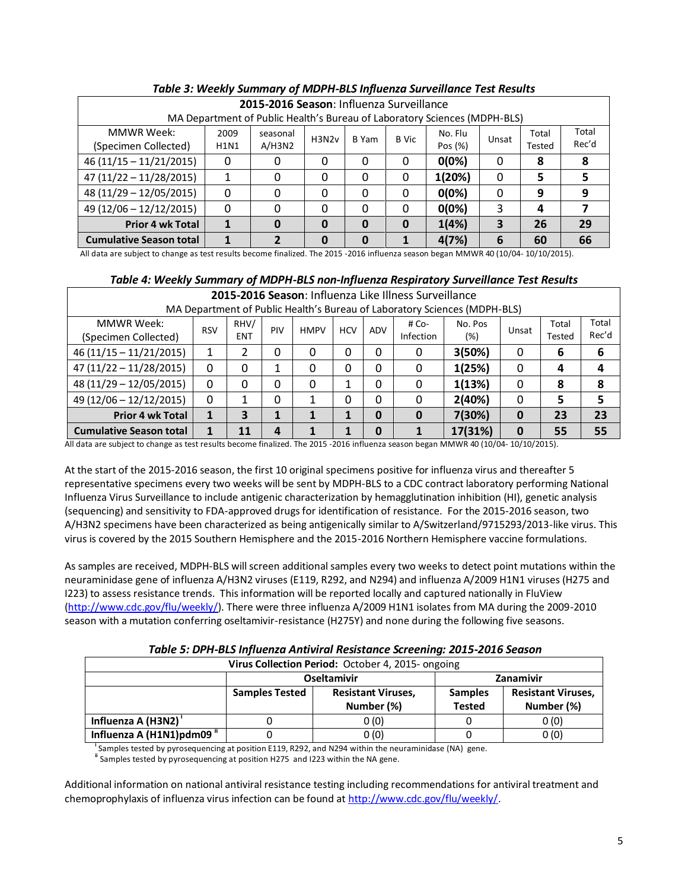***Table 3: Weekly Summary of MDPH-BLS Influenza Surveillance Test Results***

| **2015-2016 Season**: Influenza Surveillance<br>MA Department of Public Health's Bureau of Laboratory Sciences (MDPH-BLS) | | | | | | | | | |
|---|---|---|---|---|---|---|---|---|---|
| MMWR Week: (Specimen Collected) | 2009 H1N1 | seasonal A/H3N2 | H3N2v | B Yam | B Vic | No. Flu Pos (%) | Unsat | Total Tested | Total Rec'd |
| 46 (11/15 – 11/21/2015) | 0 | 0 | 0 | 0 | 0 | **0(0%)** | 0 | **8** | **8** |
| 47 (11/22 – 11/28/2015) | 1 | 0 | 0 | 0 | 0 | **1(20%)** | 0 | **5** | **5** |
| 48 (11/29 – 12/05/2015) | 0 | 0 | 0 | 0 | 0 | **0(0%)** | 0 | **9** | **9** |
| 49 (12/06 – 12/12/2015) | 0 | 0 | 0 | 0 | 0 | **0(0%)** | 3 | **4** | **7** |
| **Prior 4 wk Total** | **1** | **0** | **0** | **0** | **0** | **1(4%)** | **3** | **26** | **29** |
| **Cumulative Season total** | **1** | **2** | **0** | **0** | **1** | **4(7%)** | **6** | **60** | **66** |

All data are subject to change as test results become finalized. The 2015 -2016 influenza season began MMWR 40 (10/04- 10/10/2015).

***Table 4: Weekly Summary of MDPH-BLS non-Influenza Respiratory Surveillance Test Results***

| **2015-2016 Season**: Influenza Like Illness Surveillance<br>MA Department of Public Health's Bureau of Laboratory Sciences (MDPH-BLS) | | | | | | | | | | | |
|---|---|---|---|---|---|---|---|---|---|---|---|
| MMWR Week: (Specimen Collected) | RSV | RHV/ ENT | PIV | HMPV | HCV | ADV | # Co-Infection | No. Pos (%) | Unsat | Total Tested | Total Rec'd |
| 46 (11/15 – 11/21/2015) | 1 | 2 | 0 | 0 | 0 | 0 | 0 | **3(50%)** | 0 | **6** | **6** |
| 47 (11/22 – 11/28/2015) | 0 | 0 | 1 | 0 | 0 | 0 | 0 | **1(25%)** | 0 | **4** | **4** |
| 48 (11/29 – 12/05/2015) | 0 | 0 | 0 | 0 | 1 | 0 | 0 | **1(13%)** | 0 | **8** | **8** |
| 49 (12/06 – 12/12/2015) | 0 | 1 | 0 | 1 | 0 | 0 | 0 | **2(40%)** | 0 | **5** | **5** |
| **Prior 4 wk Total** | **1** | **3** | **1** | **1** | **1** | **0** | **0** | **7(30%)** | **0** | **23** | **23** |
| **Cumulative Season total** | **1** | **11** | **4** | **1** | **1** | **0** | **1** | **17(31%)** | **0** | **55** | **55** |

All data are subject to change as test results become finalized. The 2015 -2016 influenza season began MMWR 40 (10/04- 10/10/2015).

At the start of the 2015-2016 season, the first 10 original specimens positive for influenza virus and thereafter 5 representative specimens every two weeks will be sent by MDPH-BLS to a CDC contract laboratory performing National Influenza Virus Surveillance to include antigenic characterization by hemagglutination inhibition (HI), genetic analysis (sequencing) and sensitivity to FDA-approved drugs for identification of resistance. For the 2015-2016 season, two A/H3N2 specimens have been characterized as being antigenically similar to A/Switzerland/9715293/2013-like virus. This virus is covered by the 2015 Southern Hemisphere and the 2015-2016 Northern Hemisphere vaccine formulations.

As samples are received, MDPH-BLS will screen additional samples every two weeks to detect point mutations within the neuraminidase gene of influenza A/H3N2 viruses (E119, R292, and N294) and influenza A/2009 H1N1 viruses (H275 and I223) to assess resistance trends. This information will be reported locally and captured nationally in FluView (http://www.cdc.gov/flu/weekly/). There were three influenza A/2009 H1N1 isolates from MA during the 2009-2010 season with a mutation conferring oseltamivir-resistance (H275Y) and none during the following five seasons.

***Table 5: DPH-BLS Influenza Antiviral Resistance Screening: 2015-2016 Season***

| **Virus Collection Period:** October 4, 2015- ongoing | | | | |
|---|---|---|---|---|
| | **Oseltamivir** | | **Zanamivir** | |
| | **Samples Tested** | **Resistant Viruses, Number (%)** | **Samples Tested** | **Resistant Viruses, Number (%)** |
| **Influenza A (H3N2)** [i] | 0 | 0 (0) | 0 | 0 (0) |
| **Influenza A (H1N1)pdm09** [ii] | 0 | 0 (0) | 0 | 0 (0) |

[i] Samples tested by pyrosequencing at position E119, R292, and N294 within the neuraminidase (NA) gene.
[ii] Samples tested by pyrosequencing at position H275 and I223 within the NA gene.

Additional information on national antiviral resistance testing including recommendations for antiviral treatment and chemoprophylaxis of influenza virus infection can be found at http://www.cdc.gov/flu/weekly/.